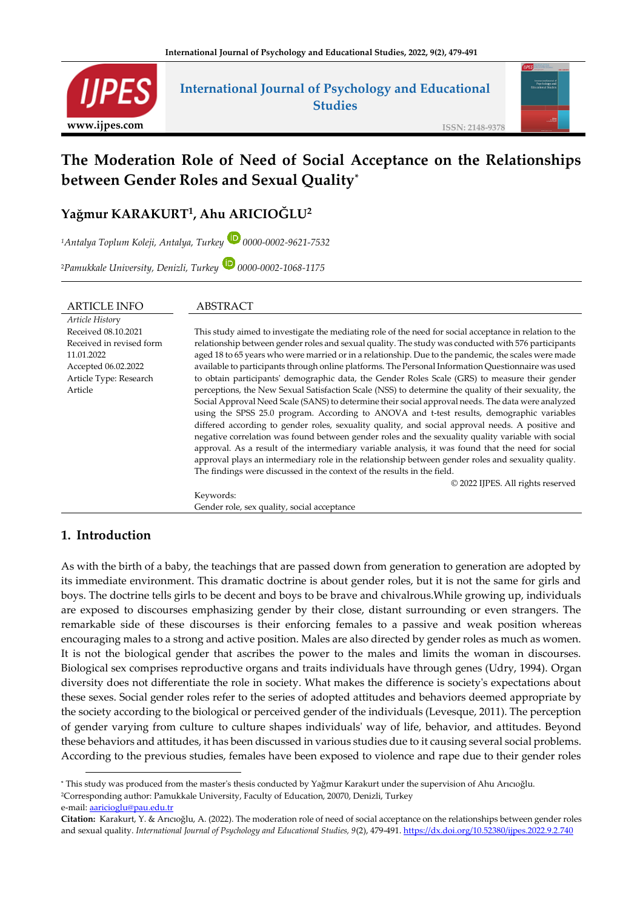# The Moderation Role of Need of Social Acceptance on the Relationships between Gender Roles and Sexual Quality*

**Yağmur KARAKURT[1], Ahu ARICIOĞLU[2]**

[1]*Antalya Toplum Koleji, Antalya, Turkey* 0000-0002-9621-7532

[2]*Pamukkale University, Denizli, Turkey* 0000-0002-1068-1175

**ARTICLE INFO**

*Article History*
Received 08.10.2021
Received in revised form 11.01.2022
Accepted 06.02.2022
Article Type: Research Article

**ABSTRACT**

This study aimed to investigate the mediating role of the need for social acceptance in relation to the relationship between gender roles and sexual quality. The study was conducted with 576 participants aged 18 to 65 years who were married or in a relationship. Due to the pandemic, the scales were made available to participants through online platforms. The Personal Information Questionnaire was used to obtain participants' demographic data, the Gender Roles Scale (GRS) to measure their gender perceptions, the New Sexual Satisfaction Scale (NSS) to determine the quality of their sexuality, the Social Approval Need Scale (SANS) to determine their social approval needs. The data were analyzed using the SPSS 25.0 program. According to ANOVA and t-test results, demographic variables differed according to gender roles, sexuality quality, and social approval needs. A positive and negative correlation was found between gender roles and the sexuality quality variable with social approval. As a result of the intermediary variable analysis, it was found that the need for social approval plays an intermediary role in the relationship between gender roles and sexuality quality. The findings were discussed in the context of the results in the field.

© 2022 IJPES. All rights reserved

Keywords:
Gender role, sex quality, social acceptance

## 1. Introduction

As with the birth of a baby, the teachings that are passed down from generation to generation are adopted by its immediate environment. This dramatic doctrine is about gender roles, but it is not the same for girls and boys. The doctrine tells girls to be decent and boys to be brave and chivalrous.While growing up, individuals are exposed to discourses emphasizing gender by their close, distant surrounding or even strangers. The remarkable side of these discourses is their enforcing females to a passive and weak position whereas encouraging males to a strong and active position. Males are also directed by gender roles as much as women. It is not the biological gender that ascribes the power to the males and limits the woman in discourses. Biological sex comprises reproductive organs and traits individuals have through genes (Udry, 1994). Organ diversity does not differentiate the role in society. What makes the difference is society's expectations about these sexes. Social gender roles refer to the series of adopted attitudes and behaviors deemed appropriate by the society according to the biological or perceived gender of the individuals (Levesque, 2011). The perception of gender varying from culture to culture shapes individuals' way of life, behavior, and attitudes. Beyond these behaviors and attitudes, it has been discussed in various studies due to it causing several social problems. According to the previous studies, females have been exposed to violence and rape due to their gender roles

---

* This study was produced from the master's thesis conducted by Yağmur Karakurt under the supervision of Ahu Arıcıoğlu.
[2]Corresponding author: Pamukkale University, Faculty of Education, 20070, Denizli, Turkey
e-mail: aaricioglu@pau.edu.tr

**Citation:** Karakurt, Y. & Arıcıoğlu, A. (2022). The moderation role of need of social acceptance on the relationships between gender roles and sexual quality. *International Journal of Psychology and Educational Studies, 9*(2), 479-491. https://dx.doi.org/10.52380/ijpes.2022.9.2.740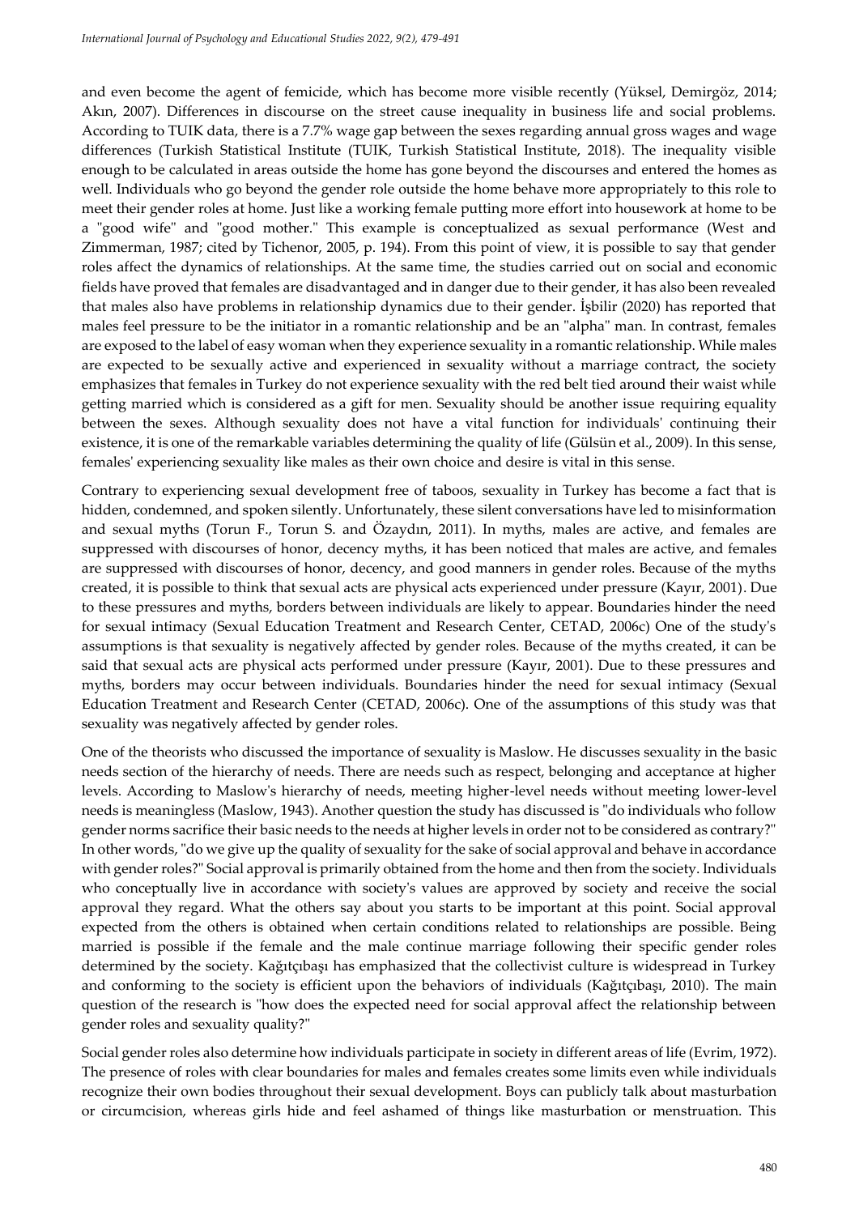and even become the agent of femicide, which has become more visible recently (Yüksel, Demirgöz, 2014; Akın, 2007). Differences in discourse on the street cause inequality in business life and social problems. According to TUIK data, there is a 7.7% wage gap between the sexes regarding annual gross wages and wage differences (Turkish Statistical Institute (TUIK, Turkish Statistical Institute, 2018). The inequality visible enough to be calculated in areas outside the home has gone beyond the discourses and entered the homes as well. Individuals who go beyond the gender role outside the home behave more appropriately to this role to meet their gender roles at home. Just like a working female putting more effort into housework at home to be a "good wife" and "good mother." This example is conceptualized as sexual performance (West and Zimmerman, 1987; cited by Tichenor, 2005, p. 194). From this point of view, it is possible to say that gender roles affect the dynamics of relationships. At the same time, the studies carried out on social and economic fields have proved that females are disadvantaged and in danger due to their gender, it has also been revealed that males also have problems in relationship dynamics due to their gender. İşbilir (2020) has reported that males feel pressure to be the initiator in a romantic relationship and be an "alpha" man. In contrast, females are exposed to the label of easy woman when they experience sexuality in a romantic relationship. While males are expected to be sexually active and experienced in sexuality without a marriage contract, the society emphasizes that females in Turkey do not experience sexuality with the red belt tied around their waist while getting married which is considered as a gift for men. Sexuality should be another issue requiring equality between the sexes. Although sexuality does not have a vital function for individuals' continuing their existence, it is one of the remarkable variables determining the quality of life (Gülsün et al., 2009). In this sense, females' experiencing sexuality like males as their own choice and desire is vital in this sense.

Contrary to experiencing sexual development free of taboos, sexuality in Turkey has become a fact that is hidden, condemned, and spoken silently. Unfortunately, these silent conversations have led to misinformation and sexual myths (Torun F., Torun S. and Özaydın, 2011). In myths, males are active, and females are suppressed with discourses of honor, decency myths, it has been noticed that males are active, and females are suppressed with discourses of honor, decency, and good manners in gender roles. Because of the myths created, it is possible to think that sexual acts are physical acts experienced under pressure (Kayır, 2001). Due to these pressures and myths, borders between individuals are likely to appear. Boundaries hinder the need for sexual intimacy (Sexual Education Treatment and Research Center, CETAD, 2006c) One of the study's assumptions is that sexuality is negatively affected by gender roles. Because of the myths created, it can be said that sexual acts are physical acts performed under pressure (Kayır, 2001). Due to these pressures and myths, borders may occur between individuals. Boundaries hinder the need for sexual intimacy (Sexual Education Treatment and Research Center (CETAD, 2006c). One of the assumptions of this study was that sexuality was negatively affected by gender roles.

One of the theorists who discussed the importance of sexuality is Maslow. He discusses sexuality in the basic needs section of the hierarchy of needs. There are needs such as respect, belonging and acceptance at higher levels. According to Maslow's hierarchy of needs, meeting higher-level needs without meeting lower-level needs is meaningless (Maslow, 1943). Another question the study has discussed is "do individuals who follow gender norms sacrifice their basic needs to the needs at higher levels in order not to be considered as contrary?" In other words, "do we give up the quality of sexuality for the sake of social approval and behave in accordance with gender roles?" Social approval is primarily obtained from the home and then from the society. Individuals who conceptually live in accordance with society's values are approved by society and receive the social approval they regard. What the others say about you starts to be important at this point. Social approval expected from the others is obtained when certain conditions related to relationships are possible. Being married is possible if the female and the male continue marriage following their specific gender roles determined by the society. Kağıtçıbaşı has emphasized that the collectivist culture is widespread in Turkey and conforming to the society is efficient upon the behaviors of individuals (Kağıtçıbaşı, 2010). The main question of the research is "how does the expected need for social approval affect the relationship between gender roles and sexuality quality?"

Social gender roles also determine how individuals participate in society in different areas of life (Evrim, 1972). The presence of roles with clear boundaries for males and females creates some limits even while individuals recognize their own bodies throughout their sexual development. Boys can publicly talk about masturbation or circumcision, whereas girls hide and feel ashamed of things like masturbation or menstruation. This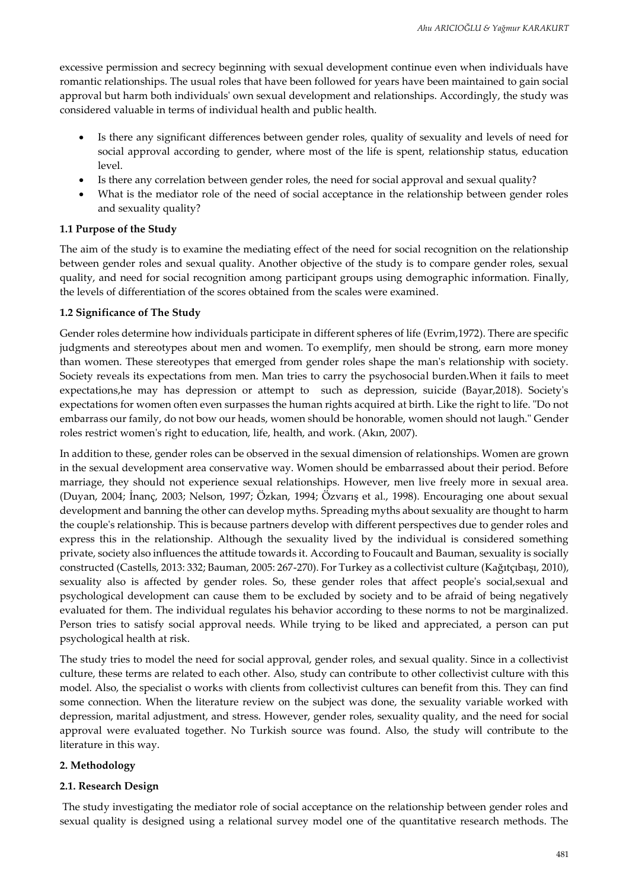excessive permission and secrecy beginning with sexual development continue even when individuals have romantic relationships. The usual roles that have been followed for years have been maintained to gain social approval but harm both individuals' own sexual development and relationships. Accordingly, the study was considered valuable in terms of individual health and public health.

- Is there any significant differences between gender roles, quality of sexuality and levels of need for social approval according to gender, where most of the life is spent, relationship status, education level.
- Is there any correlation between gender roles, the need for social approval and sexual quality?
- What is the mediator role of the need of social acceptance in the relationship between gender roles and sexuality quality?

### 1.1 Purpose of the Study

The aim of the study is to examine the mediating effect of the need for social recognition on the relationship between gender roles and sexual quality. Another objective of the study is to compare gender roles, sexual quality, and need for social recognition among participant groups using demographic information. Finally, the levels of differentiation of the scores obtained from the scales were examined.

### 1.2 Significance of The Study

Gender roles determine how individuals participate in different spheres of life (Evrim,1972). There are specific judgments and stereotypes about men and women. To exemplify, men should be strong, earn more money than women. These stereotypes that emerged from gender roles shape the man's relationship with society. Society reveals its expectations from men. Man tries to carry the psychosocial burden.When it fails to meet expectations,he may has depression or attempt to such as depression, suicide (Bayar,2018). Society's expectations for women often even surpasses the human rights acquired at birth. Like the right to life. "Do not embarrass our family, do not bow our heads, women should be honorable, women should not laugh." Gender roles restrict women's right to education, life, health, and work. (Akın, 2007).

In addition to these, gender roles can be observed in the sexual dimension of relationships. Women are grown in the sexual development area conservative way. Women should be embarrassed about their period. Before marriage, they should not experience sexual relationships. However, men live freely more in sexual area. (Duyan, 2004; İnanç, 2003; Nelson, 1997; Özkan, 1994; Özvarış et al., 1998). Encouraging one about sexual development and banning the other can develop myths. Spreading myths about sexuality are thought to harm the couple's relationship. This is because partners develop with different perspectives due to gender roles and express this in the relationship. Although the sexuality lived by the individual is considered something private, society also influences the attitude towards it. According to Foucault and Bauman, sexuality is socially constructed (Castells, 2013: 332; Bauman, 2005: 267-270). For Turkey as a collectivist culture (Kağıtçıbaşı, 2010), sexuality also is affected by gender roles. So, these gender roles that affect people's social,sexual and psychological development can cause them to be excluded by society and to be afraid of being negatively evaluated for them. The individual regulates his behavior according to these norms to not be marginalized. Person tries to satisfy social approval needs. While trying to be liked and appreciated, a person can put psychological health at risk.

The study tries to model the need for social approval, gender roles, and sexual quality. Since in a collectivist culture, these terms are related to each other. Also, study can contribute to other collectivist culture with this model. Also, the specialist o works with clients from collectivist cultures can benefit from this. They can find some connection. When the literature review on the subject was done, the sexuality variable worked with depression, marital adjustment, and stress. However, gender roles, sexuality quality, and the need for social approval were evaluated together. No Turkish source was found. Also, the study will contribute to the literature in this way.

## 2. Methodology

### 2.1. Research Design

The study investigating the mediator role of social acceptance on the relationship between gender roles and sexual quality is designed using a relational survey model one of the quantitative research methods. The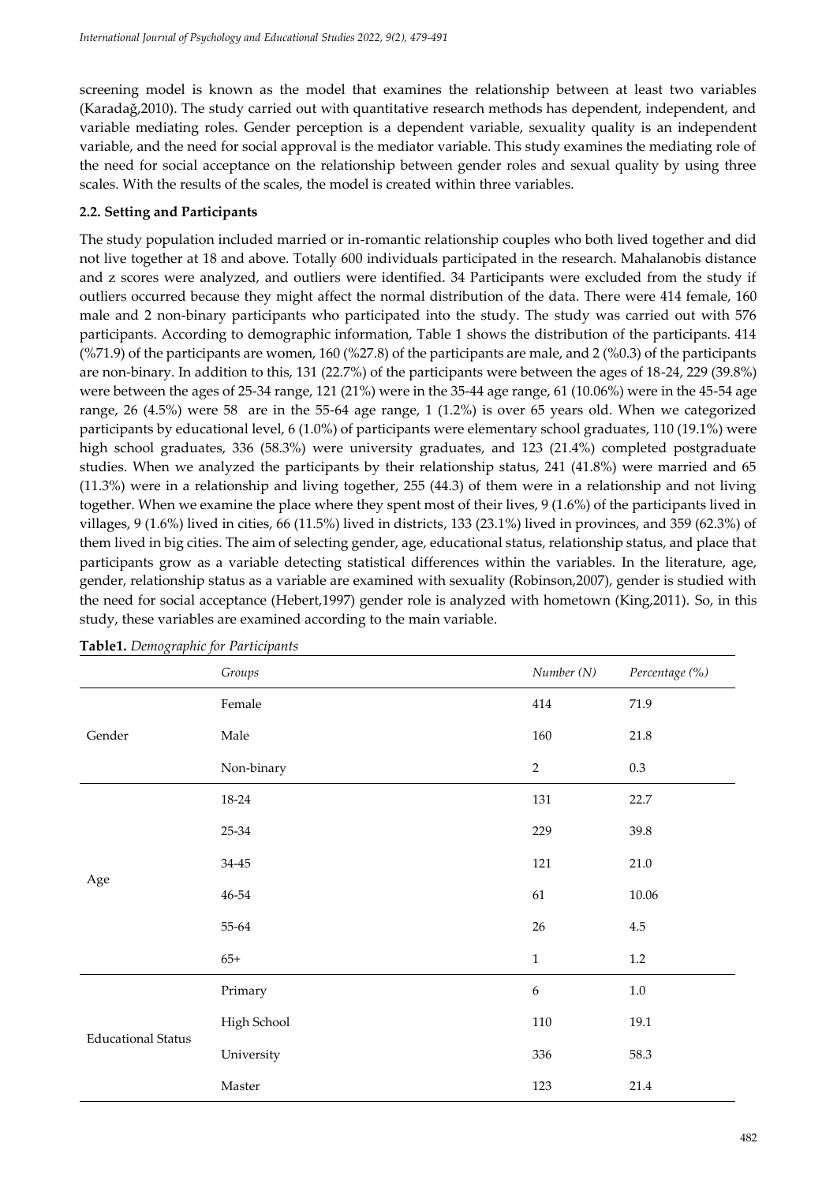screening model is known as the model that examines the relationship between at least two variables (Karadağ,2010). The study carried out with quantitative research methods has dependent, independent, and variable mediating roles. Gender perception is a dependent variable, sexuality quality is an independent variable, and the need for social approval is the mediator variable. This study examines the mediating role of the need for social acceptance on the relationship between gender roles and sexual quality by using three scales. With the results of the scales, the model is created within three variables.

### 2.2. Setting and Participants

The study population included married or in-romantic relationship couples who both lived together and did not live together at 18 and above. Totally 600 individuals participated in the research. Mahalanobis distance and z scores were analyzed, and outliers were identified. 34 Participants were excluded from the study if outliers occurred because they might affect the normal distribution of the data. There were 414 female, 160 male and 2 non-binary participants who participated into the study. The study was carried out with 576 participants. According to demographic information, Table 1 shows the distribution of the participants. 414 (%71.9) of the participants are women, 160 (%27.8) of the participants are male, and 2 (%0.3) of the participants are non-binary. In addition to this, 131 (22.7%) of the participants were between the ages of 18-24, 229 (39.8%) were between the ages of 25-34 range, 121 (21%) were in the 35-44 age range, 61 (10.06%) were in the 45-54 age range, 26 (4.5%) were 58 are in the 55-64 age range, 1 (1.2%) is over 65 years old. When we categorized participants by educational level, 6 (1.0%) of participants were elementary school graduates, 110 (19.1%) were high school graduates, 336 (58.3%) were university graduates, and 123 (21.4%) completed postgraduate studies. When we analyzed the participants by their relationship status, 241 (41.8%) were married and 65 (11.3%) were in a relationship and living together, 255 (44.3) of them were in a relationship and not living together. When we examine the place where they spent most of their lives, 9 (1.6%) of the participants lived in villages, 9 (1.6%) lived in cities, 66 (11.5%) lived in districts, 133 (23.1%) lived in provinces, and 359 (62.3%) of them lived in big cities. The aim of selecting gender, age, educational status, relationship status, and place that participants grow as a variable detecting statistical differences within the variables. In the literature, age, gender, relationship status as a variable are examined with sexuality (Robinson,2007), gender is studied with the need for social acceptance (Hebert,1997) gender role is analyzed with hometown (King,2011). So, in this study, these variables are examined according to the main variable.

**Table1.** *Demographic for Participants*

| | *Groups* | *Number (N)* | *Percentage (%)* |
|---|---|---|---|
| Gender | Female | 414 | 71.9 |
| | Male | 160 | 21.8 |
| | Non-binary | 2 | 0.3 |
| Age | 18-24 | 131 | 22.7 |
| | 25-34 | 229 | 39.8 |
| | 34-45 | 121 | 21.0 |
| | 46-54 | 61 | 10.06 |
| | 55-64 | 26 | 4.5 |
| | 65+ | 1 | 1.2 |
| Educational Status | Primary | 6 | 1.0 |
| | High School | 110 | 19.1 |
| | University | 336 | 58.3 |
| | Master | 123 | 21.4 |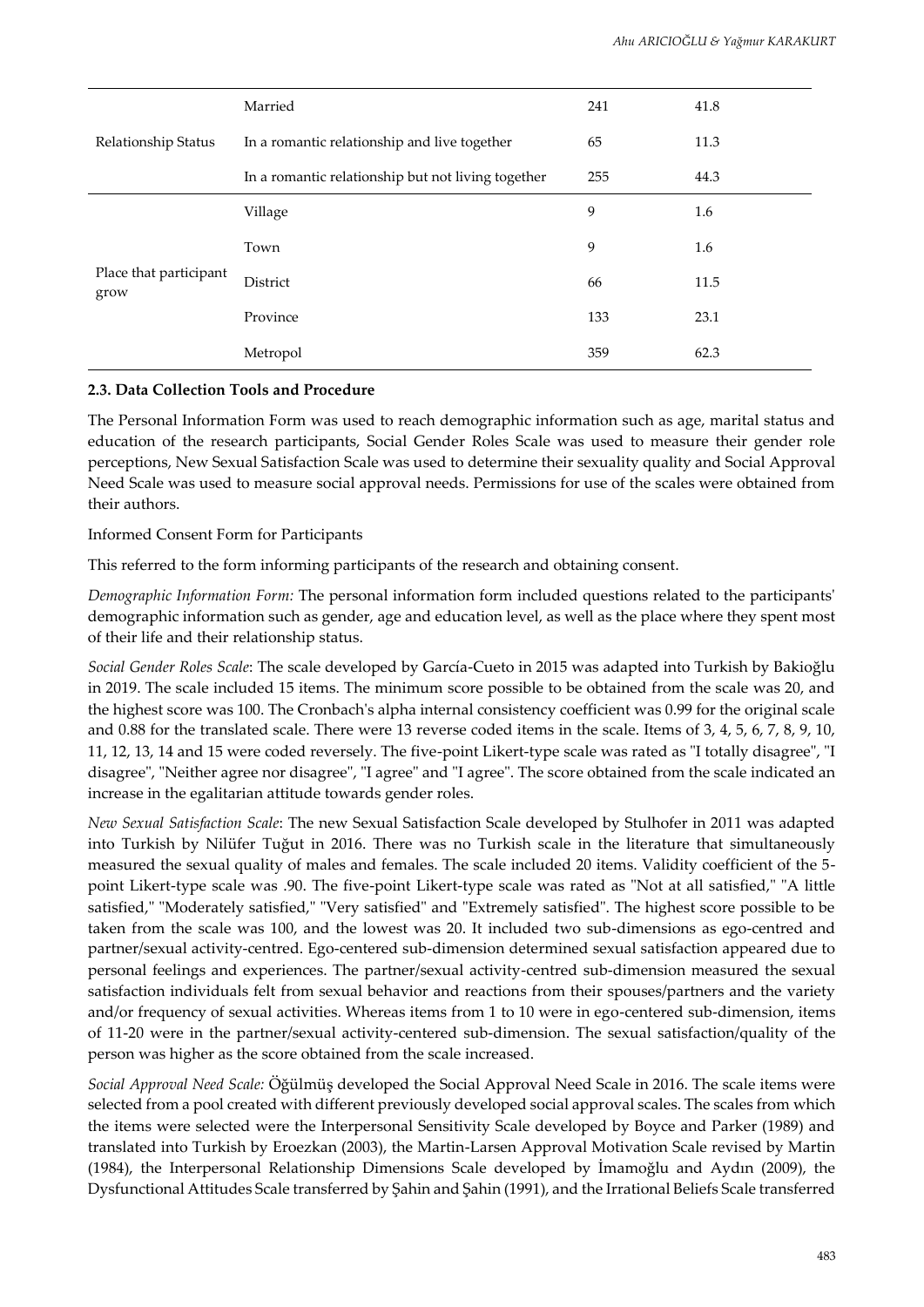| | | | |
|---|---|---|---|
| Relationship Status | Married | 241 | 41.8 |
| | In a romantic relationship and live together | 65 | 11.3 |
| | In a romantic relationship but not living together | 255 | 44.3 |
| Place that participant grow | Village | 9 | 1.6 |
| | Town | 9 | 1.6 |
| | District | 66 | 11.5 |
| | Province | 133 | 23.1 |
| | Metropol | 359 | 62.3 |

### 2.3. Data Collection Tools and Procedure

The Personal Information Form was used to reach demographic information such as age, marital status and education of the research participants, Social Gender Roles Scale was used to measure their gender role perceptions, New Sexual Satisfaction Scale was used to determine their sexuality quality and Social Approval Need Scale was used to measure social approval needs. Permissions for use of the scales were obtained from their authors.

Informed Consent Form for Participants

This referred to the form informing participants of the research and obtaining consent.

*Demographic Information Form:* The personal information form included questions related to the participants' demographic information such as gender, age and education level, as well as the place where they spent most of their life and their relationship status.

*Social Gender Roles Scale*: The scale developed by García-Cueto in 2015 was adapted into Turkish by Bakioğlu in 2019. The scale included 15 items. The minimum score possible to be obtained from the scale was 20, and the highest score was 100. The Cronbach's alpha internal consistency coefficient was 0.99 for the original scale and 0.88 for the translated scale. There were 13 reverse coded items in the scale. Items of 3, 4, 5, 6, 7, 8, 9, 10, 11, 12, 13, 14 and 15 were coded reversely. The five-point Likert-type scale was rated as "I totally disagree", "I disagree", "Neither agree nor disagree", "I agree" and "I agree". The score obtained from the scale indicated an increase in the egalitarian attitude towards gender roles.

*New Sexual Satisfaction Scale*: The new Sexual Satisfaction Scale developed by Stulhofer in 2011 was adapted into Turkish by Nilüfer Tuğut in 2016. There was no Turkish scale in the literature that simultaneously measured the sexual quality of males and females. The scale included 20 items. Validity coefficient of the 5-point Likert-type scale was .90. The five-point Likert-type scale was rated as "Not at all satisfied," "A little satisfied," "Moderately satisfied," "Very satisfied" and "Extremely satisfied". The highest score possible to be taken from the scale was 100, and the lowest was 20. It included two sub-dimensions as ego-centred and partner/sexual activity-centred. Ego-centered sub-dimension determined sexual satisfaction appeared due to personal feelings and experiences. The partner/sexual activity-centred sub-dimension measured the sexual satisfaction individuals felt from sexual behavior and reactions from their spouses/partners and the variety and/or frequency of sexual activities. Whereas items from 1 to 10 were in ego-centered sub-dimension, items of 11-20 were in the partner/sexual activity-centered sub-dimension. The sexual satisfaction/quality of the person was higher as the score obtained from the scale increased.

*Social Approval Need Scale:* Öğülmüş developed the Social Approval Need Scale in 2016. The scale items were selected from a pool created with different previously developed social approval scales. The scales from which the items were selected were the Interpersonal Sensitivity Scale developed by Boyce and Parker (1989) and translated into Turkish by Eroezkan (2003), the Martin-Larsen Approval Motivation Scale revised by Martin (1984), the Interpersonal Relationship Dimensions Scale developed by İmamoğlu and Aydın (2009), the Dysfunctional Attitudes Scale transferred by Şahin and Şahin (1991), and the Irrational Beliefs Scale transferred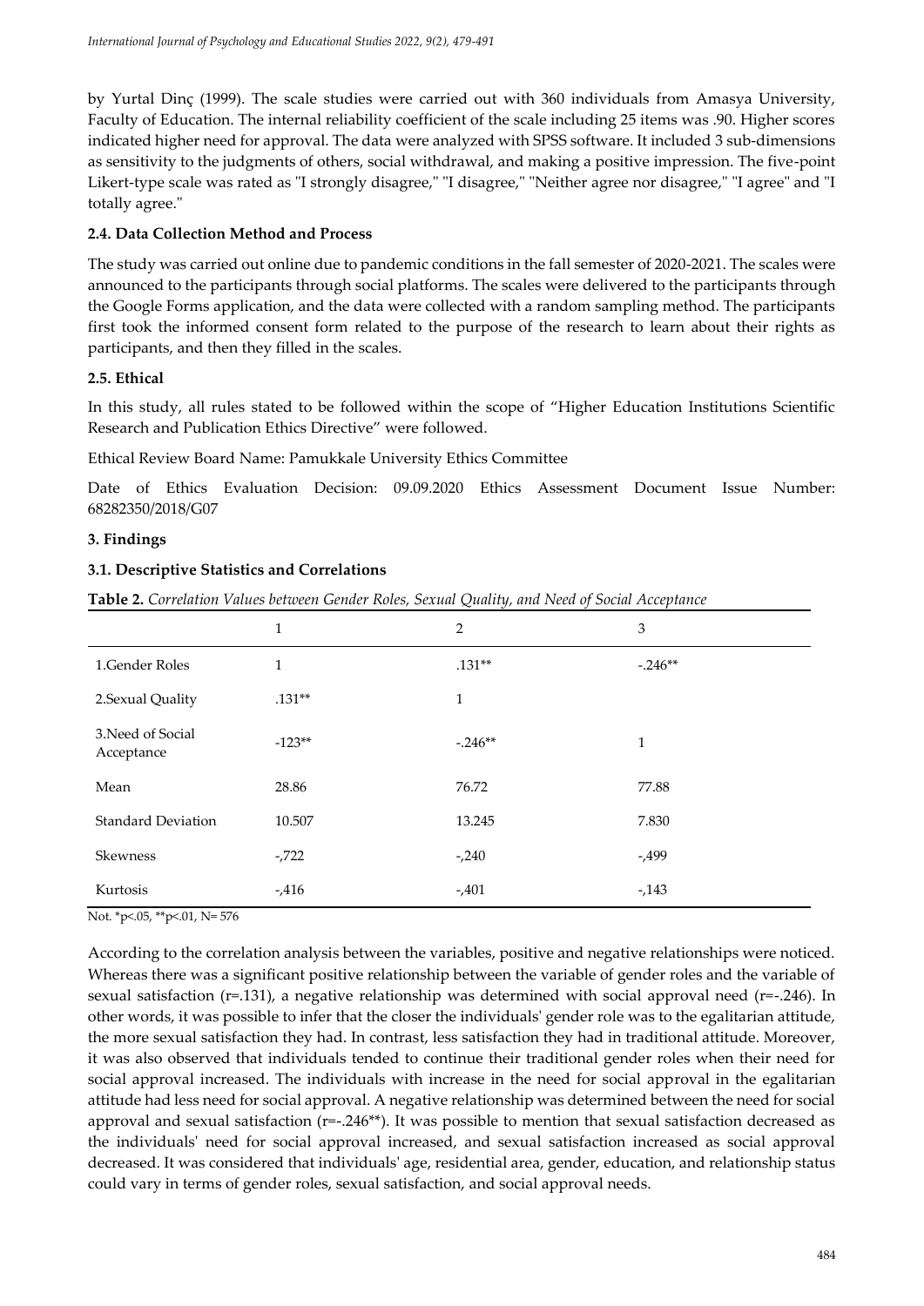by Yurtal Dinç (1999). The scale studies were carried out with 360 individuals from Amasya University, Faculty of Education. The internal reliability coefficient of the scale including 25 items was .90. Higher scores indicated higher need for approval. The data were analyzed with SPSS software. It included 3 sub-dimensions as sensitivity to the judgments of others, social withdrawal, and making a positive impression. The five-point Likert-type scale was rated as "I strongly disagree," "I disagree," "Neither agree nor disagree," "I agree" and "I totally agree."

### 2.4. Data Collection Method and Process

The study was carried out online due to pandemic conditions in the fall semester of 2020-2021. The scales were announced to the participants through social platforms. The scales were delivered to the participants through the Google Forms application, and the data were collected with a random sampling method. The participants first took the informed consent form related to the purpose of the research to learn about their rights as participants, and then they filled in the scales.

### 2.5. Ethical

In this study, all rules stated to be followed within the scope of "Higher Education Institutions Scientific Research and Publication Ethics Directive" were followed.

Ethical Review Board Name: Pamukkale University Ethics Committee

Date of Ethics Evaluation Decision: 09.09.2020 Ethics Assessment Document Issue Number: 68282350/2018/G07

## 3. Findings

### 3.1. Descriptive Statistics and Correlations

**Table 2.** *Correlation Values between Gender Roles, Sexual Quality, and Need of Social Acceptance*

| | 1 | 2 | 3 |
|---|---|---|---|
| 1.Gender Roles | 1 | .131** | -.246** |
| 2.Sexual Quality | .131** | 1 | |
| 3.Need of Social Acceptance | -123** | -.246** | 1 |
| Mean | 28.86 | 76.72 | 77.88 |
| Standard Deviation | 10.507 | 13.245 | 7.830 |
| Skewness | -,722 | -,240 | -,499 |
| Kurtosis | -,416 | -,401 | -,143 |

Not. *p<.05, **p<.01, N= 576

According to the correlation analysis between the variables, positive and negative relationships were noticed. Whereas there was a significant positive relationship between the variable of gender roles and the variable of sexual satisfaction (r=.131), a negative relationship was determined with social approval need (r=-.246). In other words, it was possible to infer that the closer the individuals' gender role was to the egalitarian attitude, the more sexual satisfaction they had. In contrast, less satisfaction they had in traditional attitude. Moreover, it was also observed that individuals tended to continue their traditional gender roles when their need for social approval increased. The individuals with increase in the need for social approval in the egalitarian attitude had less need for social approval. A negative relationship was determined between the need for social approval and sexual satisfaction (r=-.246**). It was possible to mention that sexual satisfaction decreased as the individuals' need for social approval increased, and sexual satisfaction increased as social approval decreased. It was considered that individuals' age, residential area, gender, education, and relationship status could vary in terms of gender roles, sexual satisfaction, and social approval needs.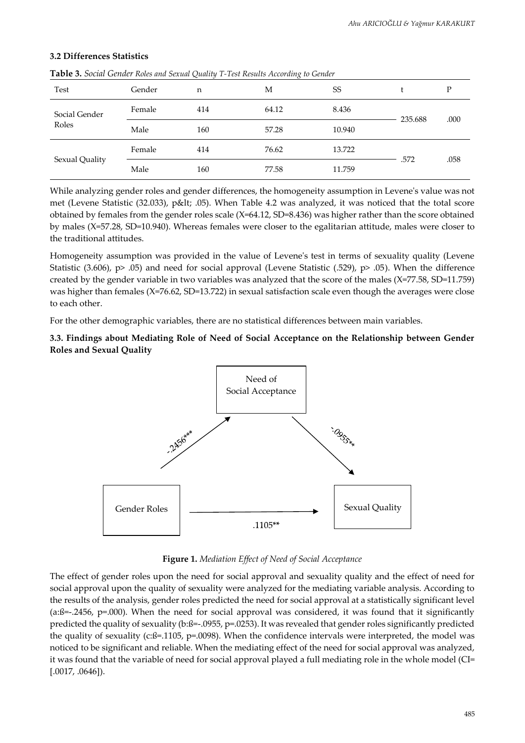### 3.2 Differences Statistics

**Table 3.** *Social Gender Roles and Sexual Quality T-Test Results According to Gender*

| Test | Gender | n | M | SS | t | P |
|---|---|---|---|---|---|---|
| Social Gender Roles | Female | 414 | 64.12 | 8.436 | 235.688 | .000 |
| | Male | 160 | 57.28 | 10.940 | | |
| Sexual Quality | Female | 414 | 76.62 | 13.722 | .572 | .058 |
| | Male | 160 | 77.58 | 11.759 | | |

While analyzing gender roles and gender differences, the homogeneity assumption in Levene's value was not met (Levene Statistic (32.033), p&lt; .05). When Table 4.2 was analyzed, it was noticed that the total score obtained by females from the gender roles scale (X=64.12, SD=8.436) was higher rather than the score obtained by males (X=57.28, SD=10.940). Whereas females were closer to the egalitarian attitude, males were closer to the traditional attitudes.

Homogeneity assumption was provided in the value of Levene's test in terms of sexuality quality (Levene Statistic (3.606), p> .05) and need for social approval (Levene Statistic (.529), p> .05). When the difference created by the gender variable in two variables was analyzed that the score of the males (X=77.58, SD=11.759) was higher than females (X=76.62, SD=13.722) in sexual satisfaction scale even though the averages were close to each other.

For the other demographic variables, there are no statistical differences between main variables.

### 3.3. Findings about Mediating Role of Need of Social Acceptance on the Relationship between Gender Roles and Sexual Quality

Need of Social Acceptance

-.2456***

-.0955**

Gender Roles

Sexual Quality

.1105**

**Figure 1.** *Mediation Effect of Need of Social Acceptance*

The effect of gender roles upon the need for social approval and sexuality quality and the effect of need for social approval upon the quality of sexuality were analyzed for the mediating variable analysis. According to the results of the analysis, gender roles predicted the need for social approval at a statistically significant level (a:ß=-.2456, p=.000). When the need for social approval was considered, it was found that it significantly predicted the quality of sexuality (b:ß=-.0955, p=.0253). It was revealed that gender roles significantly predicted the quality of sexuality (c:ß=.1105, p=.0098). When the confidence intervals were interpreted, the model was noticed to be significant and reliable. When the mediating effect of the need for social approval was analyzed, it was found that the variable of need for social approval played a full mediating role in the whole model (CI= [.0017, .0646]).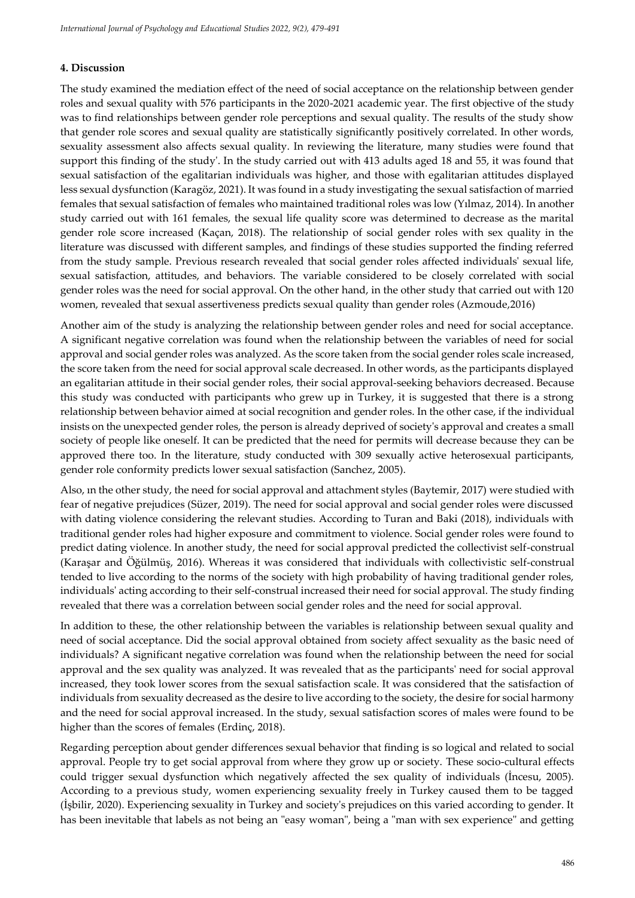#### 4. Discussion

The study examined the mediation effect of the need of social acceptance on the relationship between gender roles and sexual quality with 576 participants in the 2020-2021 academic year. The first objective of the study was to find relationships between gender role perceptions and sexual quality. The results of the study show that gender role scores and sexual quality are statistically significantly positively correlated. In other words, sexuality assessment also affects sexual quality. In reviewing the literature, many studies were found that support this finding of the study'. In the study carried out with 413 adults aged 18 and 55, it was found that sexual satisfaction of the egalitarian individuals was higher, and those with egalitarian attitudes displayed less sexual dysfunction (Karagöz, 2021). It was found in a study investigating the sexual satisfaction of married females that sexual satisfaction of females who maintained traditional roles was low (Yılmaz, 2014). In another study carried out with 161 females, the sexual life quality score was determined to decrease as the marital gender role score increased (Kaçan, 2018). The relationship of social gender roles with sex quality in the literature was discussed with different samples, and findings of these studies supported the finding referred from the study sample. Previous research revealed that social gender roles affected individuals' sexual life, sexual satisfaction, attitudes, and behaviors. The variable considered to be closely correlated with social gender roles was the need for social approval. On the other hand, in the other study that carried out with 120 women, revealed that sexual assertiveness predicts sexual quality than gender roles (Azmoude,2016)

Another aim of the study is analyzing the relationship between gender roles and need for social acceptance. A significant negative correlation was found when the relationship between the variables of need for social approval and social gender roles was analyzed. As the score taken from the social gender roles scale increased, the score taken from the need for social approval scale decreased. In other words, as the participants displayed an egalitarian attitude in their social gender roles, their social approval-seeking behaviors decreased. Because this study was conducted with participants who grew up in Turkey, it is suggested that there is a strong relationship between behavior aimed at social recognition and gender roles. In the other case, if the individual insists on the unexpected gender roles, the person is already deprived of society's approval and creates a small society of people like oneself. It can be predicted that the need for permits will decrease because they can be approved there too. In the literature, study conducted with 309 sexually active heterosexual participants, gender role conformity predicts lower sexual satisfaction (Sanchez, 2005).

Also, ın the other study, the need for social approval and attachment styles (Baytemir, 2017) were studied with fear of negative prejudices (Süzer, 2019). The need for social approval and social gender roles were discussed with dating violence considering the relevant studies. According to Turan and Baki (2018), individuals with traditional gender roles had higher exposure and commitment to violence. Social gender roles were found to predict dating violence. In another study, the need for social approval predicted the collectivist self-construal (Karaşar and Öğülmüş, 2016). Whereas it was considered that individuals with collectivistic self-construal tended to live according to the norms of the society with high probability of having traditional gender roles, individuals' acting according to their self-construal increased their need for social approval. The study finding revealed that there was a correlation between social gender roles and the need for social approval.

In addition to these, the other relationship between the variables is relationship between sexual quality and need of social acceptance. Did the social approval obtained from society affect sexuality as the basic need of individuals? A significant negative correlation was found when the relationship between the need for social approval and the sex quality was analyzed. It was revealed that as the participants' need for social approval increased, they took lower scores from the sexual satisfaction scale. It was considered that the satisfaction of individuals from sexuality decreased as the desire to live according to the society, the desire for social harmony and the need for social approval increased. In the study, sexual satisfaction scores of males were found to be higher than the scores of females (Erdinç, 2018).

Regarding perception about gender differences sexual behavior that finding is so logical and related to social approval. People try to get social approval from where they grow up or society. These socio-cultural effects could trigger sexual dysfunction which negatively affected the sex quality of individuals (İncesu, 2005). According to a previous study, women experiencing sexuality freely in Turkey caused them to be tagged (İşbilir, 2020). Experiencing sexuality in Turkey and society's prejudices on this varied according to gender. It has been inevitable that labels as not being an "easy woman", being a "man with sex experience" and getting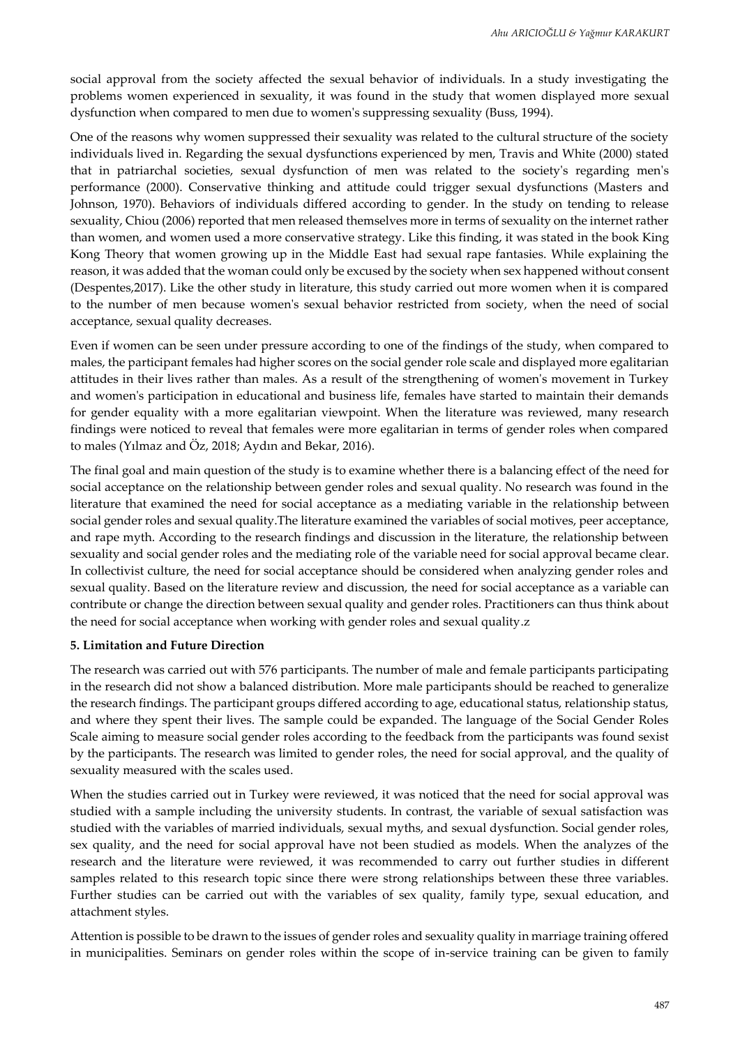social approval from the society affected the sexual behavior of individuals. In a study investigating the problems women experienced in sexuality, it was found in the study that women displayed more sexual dysfunction when compared to men due to women's suppressing sexuality (Buss, 1994).

One of the reasons why women suppressed their sexuality was related to the cultural structure of the society individuals lived in. Regarding the sexual dysfunctions experienced by men, Travis and White (2000) stated that in patriarchal societies, sexual dysfunction of men was related to the society's regarding men's performance (2000). Conservative thinking and attitude could trigger sexual dysfunctions (Masters and Johnson, 1970). Behaviors of individuals differed according to gender. In the study on tending to release sexuality, Chiou (2006) reported that men released themselves more in terms of sexuality on the internet rather than women, and women used a more conservative strategy. Like this finding, it was stated in the book King Kong Theory that women growing up in the Middle East had sexual rape fantasies. While explaining the reason, it was added that the woman could only be excused by the society when sex happened without consent (Despentes,2017). Like the other study in literature, this study carried out more women when it is compared to the number of men because women's sexual behavior restricted from society, when the need of social acceptance, sexual quality decreases.

Even if women can be seen under pressure according to one of the findings of the study, when compared to males, the participant females had higher scores on the social gender role scale and displayed more egalitarian attitudes in their lives rather than males. As a result of the strengthening of women's movement in Turkey and women's participation in educational and business life, females have started to maintain their demands for gender equality with a more egalitarian viewpoint. When the literature was reviewed, many research findings were noticed to reveal that females were more egalitarian in terms of gender roles when compared to males (Yılmaz and Öz, 2018; Aydın and Bekar, 2016).

The final goal and main question of the study is to examine whether there is a balancing effect of the need for social acceptance on the relationship between gender roles and sexual quality. No research was found in the literature that examined the need for social acceptance as a mediating variable in the relationship between social gender roles and sexual quality.The literature examined the variables of social motives, peer acceptance, and rape myth. According to the research findings and discussion in the literature, the relationship between sexuality and social gender roles and the mediating role of the variable need for social approval became clear. In collectivist culture, the need for social acceptance should be considered when analyzing gender roles and sexual quality. Based on the literature review and discussion, the need for social acceptance as a variable can contribute or change the direction between sexual quality and gender roles. Practitioners can thus think about the need for social acceptance when working with gender roles and sexual quality.z

**5. Limitation and Future Direction**

The research was carried out with 576 participants. The number of male and female participants participating in the research did not show a balanced distribution. More male participants should be reached to generalize the research findings. The participant groups differed according to age, educational status, relationship status, and where they spent their lives. The sample could be expanded. The language of the Social Gender Roles Scale aiming to measure social gender roles according to the feedback from the participants was found sexist by the participants. The research was limited to gender roles, the need for social approval, and the quality of sexuality measured with the scales used.

When the studies carried out in Turkey were reviewed, it was noticed that the need for social approval was studied with a sample including the university students. In contrast, the variable of sexual satisfaction was studied with the variables of married individuals, sexual myths, and sexual dysfunction. Social gender roles, sex quality, and the need for social approval have not been studied as models. When the analyzes of the research and the literature were reviewed, it was recommended to carry out further studies in different samples related to this research topic since there were strong relationships between these three variables. Further studies can be carried out with the variables of sex quality, family type, sexual education, and attachment styles.

Attention is possible to be drawn to the issues of gender roles and sexuality quality in marriage training offered in municipalities. Seminars on gender roles within the scope of in-service training can be given to family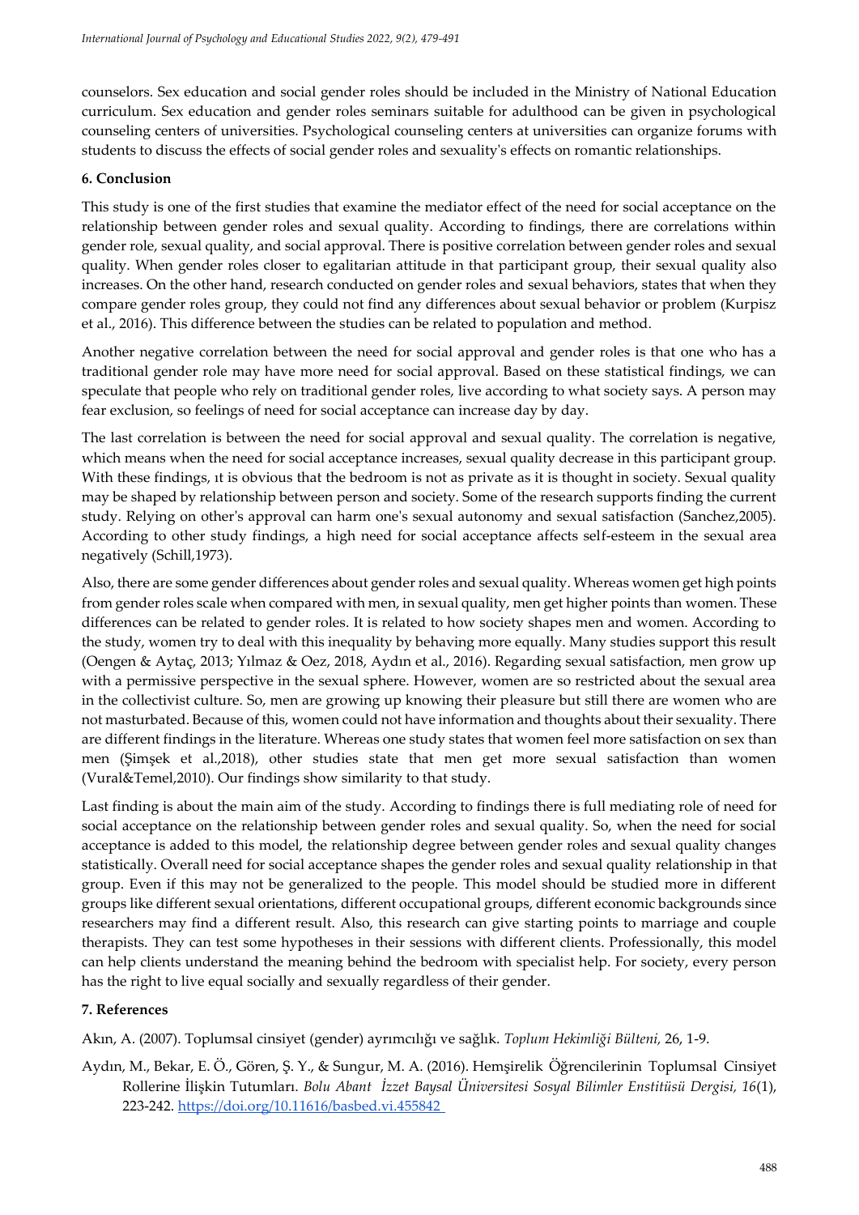counselors. Sex education and social gender roles should be included in the Ministry of National Education curriculum. Sex education and gender roles seminars suitable for adulthood can be given in psychological counseling centers of universities. Psychological counseling centers at universities can organize forums with students to discuss the effects of social gender roles and sexuality's effects on romantic relationships.

## 6. Conclusion

This study is one of the first studies that examine the mediator effect of the need for social acceptance on the relationship between gender roles and sexual quality. According to findings, there are correlations within gender role, sexual quality, and social approval. There is positive correlation between gender roles and sexual quality. When gender roles closer to egalitarian attitude in that participant group, their sexual quality also increases. On the other hand, research conducted on gender roles and sexual behaviors, states that when they compare gender roles group, they could not find any differences about sexual behavior or problem (Kurpisz et al., 2016). This difference between the studies can be related to population and method.

Another negative correlation between the need for social approval and gender roles is that one who has a traditional gender role may have more need for social approval. Based on these statistical findings, we can speculate that people who rely on traditional gender roles, live according to what society says. A person may fear exclusion, so feelings of need for social acceptance can increase day by day.

The last correlation is between the need for social approval and sexual quality. The correlation is negative, which means when the need for social acceptance increases, sexual quality decrease in this participant group. With these findings, ıt is obvious that the bedroom is not as private as it is thought in society. Sexual quality may be shaped by relationship between person and society. Some of the research supports finding the current study. Relying on other's approval can harm one's sexual autonomy and sexual satisfaction (Sanchez,2005). According to other study findings, a high need for social acceptance affects self-esteem in the sexual area negatively (Schill,1973).

Also, there are some gender differences about gender roles and sexual quality. Whereas women get high points from gender roles scale when compared with men, in sexual quality, men get higher points than women. These differences can be related to gender roles. It is related to how society shapes men and women. According to the study, women try to deal with this inequality by behaving more equally. Many studies support this result (Oengen & Aytaç, 2013; Yılmaz & Oez, 2018, Aydın et al., 2016). Regarding sexual satisfaction, men grow up with a permissive perspective in the sexual sphere. However, women are so restricted about the sexual area in the collectivist culture. So, men are growing up knowing their pleasure but still there are women who are not masturbated. Because of this, women could not have information and thoughts about their sexuality. There are different findings in the literature. Whereas one study states that women feel more satisfaction on sex than men (Şimşek et al.,2018), other studies state that men get more sexual satisfaction than women (Vural&Temel,2010). Our findings show similarity to that study.

Last finding is about the main aim of the study. According to findings there is full mediating role of need for social acceptance on the relationship between gender roles and sexual quality. So, when the need for social acceptance is added to this model, the relationship degree between gender roles and sexual quality changes statistically. Overall need for social acceptance shapes the gender roles and sexual quality relationship in that group. Even if this may not be generalized to the people. This model should be studied more in different groups like different sexual orientations, different occupational groups, different economic backgrounds since researchers may find a different result. Also, this research can give starting points to marriage and couple therapists. They can test some hypotheses in their sessions with different clients. Professionally, this model can help clients understand the meaning behind the bedroom with specialist help. For society, every person has the right to live equal socially and sexually regardless of their gender.

## 7. References

Akın, A. (2007). Toplumsal cinsiyet (gender) ayrımcılığı ve sağlık. *Toplum Hekimliği Bülteni,* 26, 1-9.

Aydın, M., Bekar, E. Ö., Gören, Ş. Y., & Sungur, M. A. (2016). Hemşirelik Öğrencilerinin Toplumsal Cinsiyet Rollerine İlişkin Tutumları. *Bolu Abant İzzet Baysal Üniversitesi Sosyal Bilimler Enstitüsü Dergisi, 16*(1), 223-242. https://doi.org/10.11616/basbed.vi.455842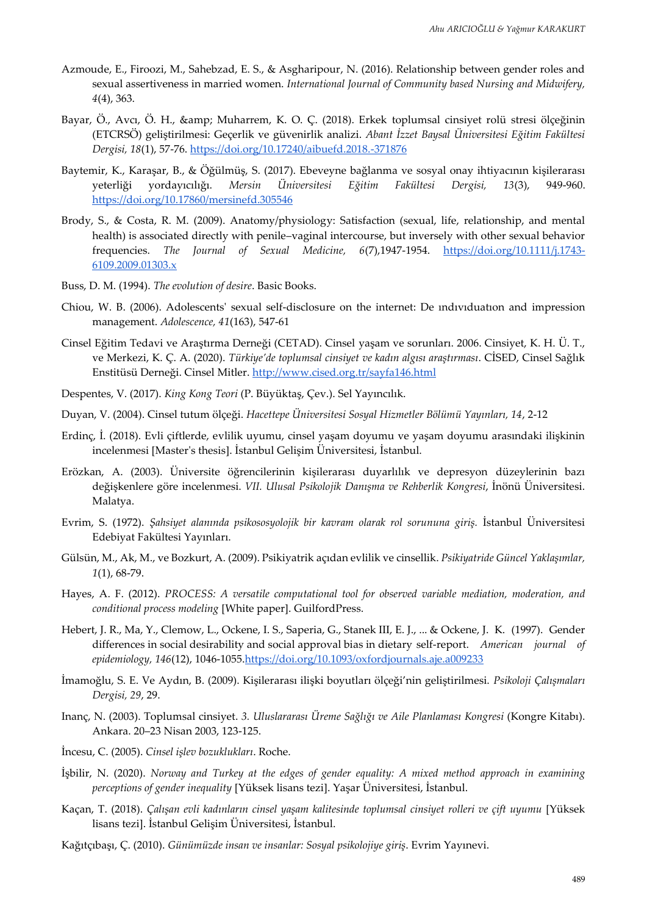Azmoude, E., Firoozi, M., Sahebzad, E. S., & Asgharipour, N. (2016). Relationship between gender roles and sexual assertiveness in married women. *International Journal of Community based Nursing and Midwifery, 4*(4), 363.

Bayar, Ö., Avcı, Ö. H., &amp; Muharrem, K. O. Ç. (2018). Erkek toplumsal cinsiyet rolü stresi ölçeğinin (ETCRSÖ) geliştirilmesi: Geçerlik ve güvenirlik analizi. *Abant İzzet Baysal Üniversitesi Eğitim Fakültesi Dergisi, 18*(1), 57-76. https://doi.org/10.17240/aibuefd.2018.-371876

Baytemir, K., Karaşar, B., & Öğülmüş, S. (2017). Ebeveyne bağlanma ve sosyal onay ihtiyacının kişilerarası yeterliği yordayıcılığı. *Mersin Üniversitesi Eğitim Fakültesi Dergisi, 13*(3), 949-960. https://doi.org/10.17860/mersinefd.305546

Brody, S., & Costa, R. M. (2009). Anatomy/physiology: Satisfaction (sexual, life, relationship, and mental health) is associated directly with penile–vaginal intercourse, but inversely with other sexual behavior frequencies. *The Journal of Sexual Medicine, 6*(7),1947-1954. https://doi.org/10.1111/j.1743-6109.2009.01303.x

Buss, D. M. (1994). *The evolution of desire*. Basic Books.

Chiou, W. B. (2006). Adolescents' sexual self-disclosure on the internet: De ındıvıduatıon and impression management. *Adolescence, 41*(163), 547-61

Cinsel Eğitim Tedavi ve Araştırma Derneği (CETAD). Cinsel yaşam ve sorunları. 2006. Cinsiyet, K. H. Ü. T., ve Merkezi, K. Ç. A. (2020). *Türkiye'de toplumsal cinsiyet ve kadın algısı araştırması*. CİSED, Cinsel Sağlık Enstitüsü Derneği. Cinsel Mitler. http://www.cised.org.tr/sayfa146.html

Despentes, V. (2017). *King Kong Teori* (P. Büyüktaş, Çev.). Sel Yayıncılık.

Duyan, V. (2004). Cinsel tutum ölçeği. *Hacettepe Üniversitesi Sosyal Hizmetler Bölümü Yayınları, 14*, 2-12

Erdinç, İ. (2018). Evli çiftlerde, evlilik uyumu, cinsel yaşam doyumu ve yaşam doyumu arasındaki ilişkinin incelenmesi [Master's thesis]. İstanbul Gelişim Üniversitesi, İstanbul.

Erözkan, A. (2003). Üniversite öğrencilerinin kişilerarası duyarlılık ve depresyon düzeylerinin bazı değişkenlere göre incelenmesi. *VII. Ulusal Psikolojik Danışma ve Rehberlik Kongresi*, İnönü Üniversitesi. Malatya.

Evrim, S. (1972). *Şahsiyet alanında psikososyolojik bir kavram olarak rol sorununa giriş.* İstanbul Üniversitesi Edebiyat Fakültesi Yayınları.

Gülsün, M., Ak, M., ve Bozkurt, A. (2009). Psikiyatrik açıdan evlilik ve cinsellik. *Psikiyatride Güncel Yaklaşımlar, 1*(1), 68-79.

Hayes, A. F. (2012). *PROCESS: A versatile computational tool for observed variable mediation, moderation, and conditional process modeling* [White paper]. GuilfordPress.

Hebert, J. R., Ma, Y., Clemow, L., Ockene, I. S., Saperia, G., Stanek III, E. J., ... & Ockene, J. K. (1997). Gender differences in social desirability and social approval bias in dietary self-report. *American journal of epidemiology, 146*(12), 1046-1055.https://doi.org/10.1093/oxfordjournals.aje.a009233

İmamoğlu, S. E. Ve Aydın, B. (2009). Kişilerarası ilişki boyutları ölçeği'nin geliştirilmesi. *Psikoloji Çalışmaları Dergisi, 29*, 29.

Inanç, N. (2003). Toplumsal cinsiyet. *3. Uluslararası Üreme Sağlığı ve Aile Planlaması Kongresi* (Kongre Kitabı). Ankara. 20–23 Nisan 2003, 123-125.

İncesu, C. (2005). *Cinsel işlev bozuklukları*. Roche.

İşbilir, N. (2020). *Norway and Turkey at the edges of gender equality: A mixed method approach in examining perceptions of gender inequality* [Yüksek lisans tezi]. Yaşar Üniversitesi, İstanbul.

Kaçan, T. (2018). *Çalışan evli kadınların cinsel yaşam kalitesinde toplumsal cinsiyet rolleri ve çift uyumu* [Yüksek lisans tezi]. İstanbul Gelişim Üniversitesi, İstanbul.

Kağıtçıbaşı, Ç. (2010). *Günümüzde insan ve insanlar: Sosyal psikolojiye giriş*. Evrim Yayınevi.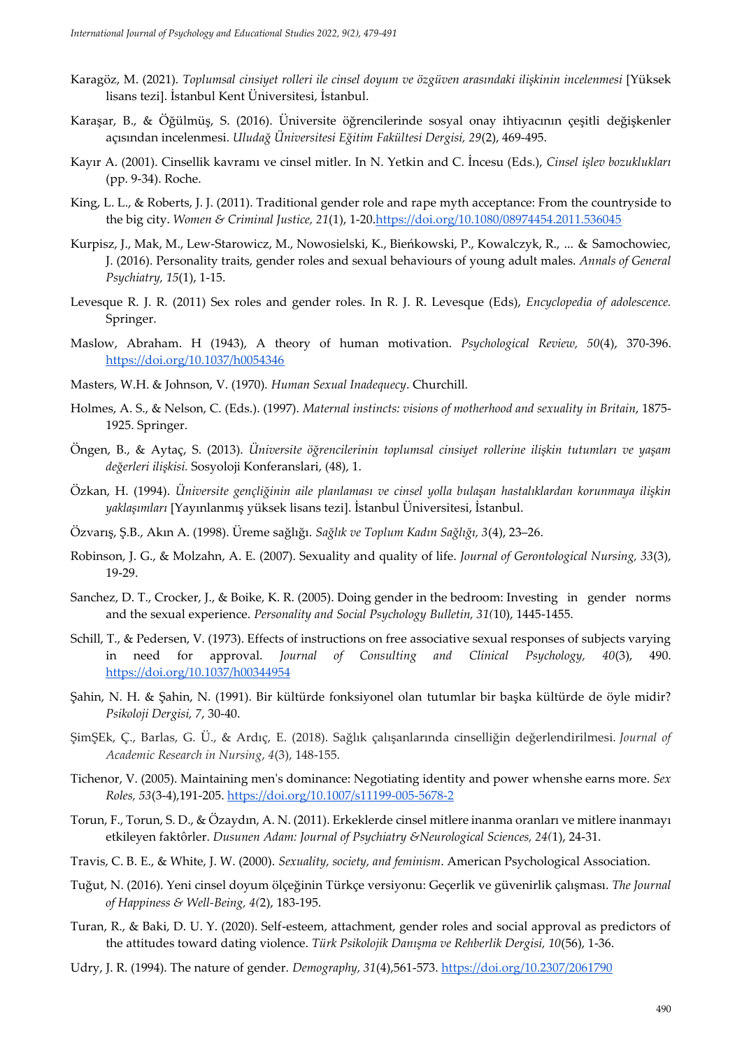Karagöz, M. (2021). *Toplumsal cinsiyet rolleri ile cinsel doyum ve özgüven arasındaki ilişkinin incelenmesi* [Yüksek lisans tezi]. İstanbul Kent Üniversitesi, İstanbul.

Karaşar, B., & Öğülmüş, S. (2016). Üniversite öğrencilerinde sosyal onay ihtiyacının çeşitli değişkenler açısından incelenmesi. *Uludağ Üniversitesi Eğitim Fakültesi Dergisi, 29*(2), 469-495.

Kayır A. (2001). Cinsellik kavramı ve cinsel mitler. In N. Yetkin and C. İncesu (Eds.), *Cinsel işlev bozuklukları* (pp. 9-34). Roche.

King, L. L., & Roberts, J. J. (2011). Traditional gender role and rape myth acceptance: From the countryside to the big city. *Women & Criminal Justice, 21*(1), 1-20.https://doi.org/10.1080/08974454.2011.536045

Kurpisz, J., Mak, M., Lew-Starowicz, M., Nowosielski, K., Bieńkowski, P., Kowalczyk, R., ... & Samochowiec, J. (2016). Personality traits, gender roles and sexual behaviours of young adult males. *Annals of General Psychiatry, 15*(1), 1-15.

Levesque R. J. R. (2011) Sex roles and gender roles. In R. J. R. Levesque (Eds), *Encyclopedia of adolescence.* Springer.

Maslow, Abraham. H (1943), A theory of human motivation. *Psychological Review, 50*(4), 370-396. https://doi.org/10.1037/h0054346

Masters, W.H. & Johnson, V. (1970). *Human Sexual Inadequecy*. Churchill.

Holmes, A. S., & Nelson, C. (Eds.). (1997). *Maternal instincts: visions of motherhood and sexuality in Britain*, 1875-1925. Springer.

Öngen, B., & Aytaç, S. (2013). *Üniversite öğrencilerinin toplumsal cinsiyet rollerine ilişkin tutumları ve yaşam değerleri ilişkisi.* Sosyoloji Konferanslari, (48), 1.

Özkan, H. (1994). *Üniversite gençliğinin aile planlaması ve cinsel yolla bulaşan hastalıklardan korunmaya ilişkin yaklaşımları* [Yayınlanmış yüksek lisans tezi]. İstanbul Üniversitesi, İstanbul.

Özvarış, Ş.B., Akın A. (1998). Üreme sağlığı. *Sağlık ve Toplum Kadın Sağlığı, 3*(4), 23–26.

Robinson, J. G., & Molzahn, A. E. (2007). Sexuality and quality of life. *Journal of Gerontological Nursing, 33*(3), 19-29.

Sanchez, D. T., Crocker, J., & Boike, K. R. (2005). Doing gender in the bedroom: Investing in gender norms and the sexual experience. *Personality and Social Psychology Bulletin, 31(*10), 1445-1455.

Schill, T., & Pedersen, V. (1973). Effects of instructions on free associative sexual responses of subjects varying in need for approval. *Journal of Consulting and Clinical Psychology, 40*(3), 490. https://doi.org/10.1037/h00344954

Şahin, N. H. & Şahin, N. (1991). Bir kültürde fonksiyonel olan tutumlar bir başka kültürde de öyle midir? *Psikoloji Dergisi, 7*, 30-40.

ŞimŞEk, Ç., Barlas, G. Ü., & Ardıç, E. (2018). Sağlık çalışanlarında cinselliğin değerlendirilmesi. *Journal of Academic Research in Nursing*, *4*(3), 148-155.

Tichenor, V. (2005). Maintaining men's dominance: Negotiating identity and power whenshe earns more. *Sex Roles, 53*(3-4),191-205. https://doi.org/10.1007/s11199-005-5678-2

Torun, F., Torun, S. D., & Özaydın, A. N. (2011). Erkeklerde cinsel mitlere inanma oranları ve mitlere inanmayı etkileyen faktôrler. *Dusunen Adam: Journal of Psychiatry &Neurological Sciences, 24(*1), 24-31.

Travis, C. B. E., & White, J. W. (2000). *Sexuality, society, and feminism*. American Psychological Association.

Tuğut, N. (2016). Yeni cinsel doyum ölçeğinin Türkçe versiyonu: Geçerlik ve güvenirlik çalışması. *The Journal of Happiness & Well-Being, 4(*2), 183-195.

Turan, R., & Baki, D. U. Y. (2020). Self-esteem, attachment, gender roles and social approval as predictors of the attitudes toward dating violence. *Türk Psikolojik Danışma ve Rehberlik Dergisi, 10*(56), 1-36.

Udry, J. R. (1994). The nature of gender. *Demography, 31*(4),561-573. https://doi.org/10.2307/2061790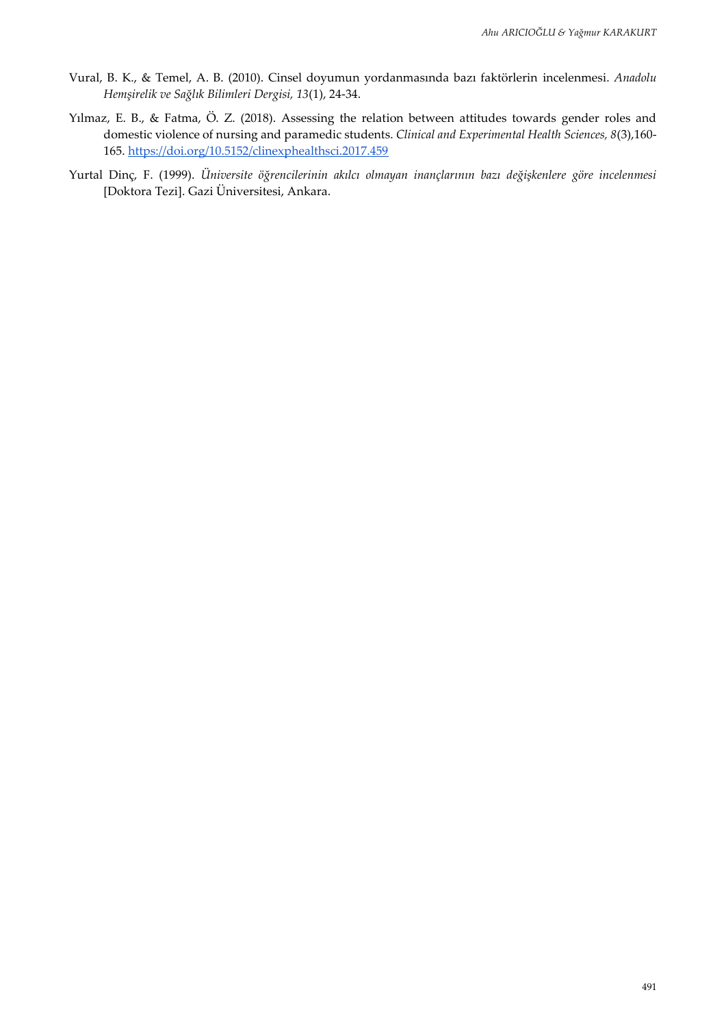Vural, B. K., & Temel, A. B. (2010). Cinsel doyumun yordanmasında bazı faktörlerin incelenmesi. *Anadolu Hemşirelik ve Sağlık Bilimleri Dergisi, 13*(1), 24-34.

Yılmaz, E. B., & Fatma, Ö. Z. (2018). Assessing the relation between attitudes towards gender roles and domestic violence of nursing and paramedic students. *Clinical and Experimental Health Sciences, 8*(3),160-165. https://doi.org/10.5152/clinexphealthsci.2017.459

Yurtal Dinç, F. (1999). *Üniversite öğrencilerinin akılcı olmayan inançlarının bazı değişkenlere göre incelenmesi* [Doktora Tezi]. Gazi Üniversitesi, Ankara.